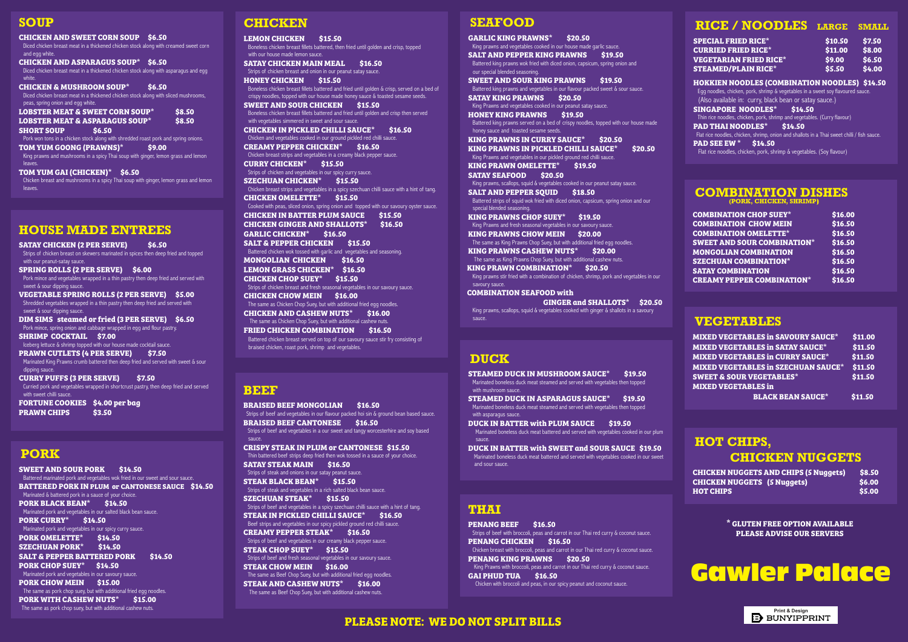## SOUP

**CHICKEN AND SWEET CORN SOUP $6.50**
Diced chicken breast meat in a thickened chicken stock along with creamed sweet corn and egg white.

**CHICKEN AND ASPARAGUS SOUP* $6.50**
Diced chicken breast meat in a thickened chicken stock along with asparagus and egg white.

**CHICKEN & MUSHROOM SOUP* $6.50**
Diced chicken breast meat in a thickened chicken stock along with sliced mushrooms, peas, spring onion and egg white.

**LOBSTER MEAT & SWEET CORN SOUP* $8.50**

**LOBSTER MEAT & ASPARAGUS SOUP* $8.50**

**SHORT SOUP $6.50**
Pork won tons in a chicken stock along with shredded roast pork and spring onions.

**TOM YUM GOONG (PRAWNS)* $9.00**
King prawns and mushrooms in a spicy Thai soup with ginger, lemon grass and lemon leaves.

**TOM YUM GAI (CHICKEN)* $6.50**
Chicken breast and mushrooms in a spicy Thai soup with ginger, lemon grass and lemon leaves.

## HOUSE MADE ENTREES

**SATAY CHICKEN (2 PER SERVE) $6.50**
Strips of chicken breast on skewers marinated in spices then deep fried and topped with our peanut-satay sauce.

**SPRING ROLLS (2 PER SERVE) $6.00**
Pork mince and vegetables wrapped in a thin pastry then deep fried and served with sweet & sour dipping sauce.

**VEGETABLE SPRING ROLLS (2 PER SERVE) $5.00**
Shredded vegetables wrapped in a thin pastry then deep fried and served with sweet & sour dipping sauce.

**DIM SIMS steamed or fried (3 PER SERVE) $6.50**
Pork mince, spring onion and cabbage wrapped in egg and flour pastry.

**SHRIMP COCKTAIL $7.00**
Iceberg lettuce & shrimp topped with our house made cocktail sauce.

**PRAWN CUTLETS (4 PER SERVE) $7.50**
Marinated King Prawns crumb battered then deep fried and served with sweet & sour dipping sauce.

**CURRY PUFFS (3 PER SERVE) $7.50**
Curried pork and vegetables wrapped in shortcrust pastry, then deep fried and served with sweet chilli sauce.

**FORTUNE COOKIES $4.00 per bag**

**PRAWN CHIPS $3.50**

## PORK

**SWEET AND SOUR PORK $14.50**
Battered marinated pork and vegetables wok fried in our sweet and sour sauce.

**BATTERED PORK IN PLUM or CANTONESE SAUCE $14.50**
Marinated & battered pork in a sauce of your choice.

**PORK BLACK BEAN* $14.50**
Marinated pork and vegetables in our salted black bean sauce.

**PORK CURRY* $14.50**
Marinated pork and vegetables in our spicy curry sauce.

**PORK OMELETTE* $14.50**

**SZECHUAN PORK* $14.50**

**SALT & PEPPER BATTERED PORK $14.50**

**PORK CHOP SUEY* $14.50**
Marinated pork and vegetables in our savoury sauce.

**PORK CHOW MEIN $15.00**
The same as pork chop suey, but with additional fried egg noodles.

**PORK WITH CASHEW NUTS* $15.00**
The same as pork chop suey, but with additional cashew nuts.

## CHICKEN

**LEMON CHICKEN $15.50**
Boneless chicken breast fillets battered, then fried until golden and crisp, topped with our house made lemon sauce.

**SATAY CHICKEN MAIN MEAL $16.50**
Strips of chicken breast and onion in our peanut satay sauce.

**HONEY CHICKEN $15.50**
Boneless chicken breast fillets battered and fried until golden & crisp, served on a bed of crispy noodles, topped with our house made honey sauce & toasted sesame seeds.

**SWEET AND SOUR CHICKEN $15.50**
Boneless chicken breast fillets battered and fried until golden and crisp then served with vegetables simmered in sweet and sour sauce.

**CHICKEN IN PICKLED CHILLI SAUCE* $16.50**
Chicken and vegetables cooked in our ground pickled red chilli sauce.

**CREAMY PEPPER CHICKEN* $16.50**
Chicken breast strips and vegetables in a creamy black pepper sauce.

**CURRY CHICKEN* $15.50**
Strips of chicken and vegetables in our spicy curry sauce.

**SZECHUAN CHICKEN* $15.50**
Chicken breast strips and vegetables in a spicy szechuan chilli sauce with a hint of tang.

**CHICKEN OMELETTE* $15.50**
Cooked with peas, sliced onion, spring onion and topped with our savoury oyster sauce.

**CHICKEN IN BATTER PLUM SAUCE $15.50**

**CHICKEN GINGER AND SHALLOTS* $16.50**

**GARLIC CHICKEN* $16.50**

**SALT & PEPPER CHICKEN $15.50**
Battered chicken wok tossed with garlic and vegetables and seasoning.

**MONGOLIAN CHICKEN $16.50**

**LEMON GRASS CHICKEN* $16.50**

**CHICKEN CHOP SUEY* $15.50**
Strips of chicken breast and fresh seasonal vegetables in our savoury sauce.

**CHICKEN CHOW MEIN $16.00**
The same as Chicken Chop Suey, but with additional fried egg noodles.

**CHICKEN AND CASHEW NUTS* $16.00**
The same as Chicken Chop Suey, but with additional cashew nuts.

**FRIED CHICKEN COMBINATION $16.50**
Battered chicken breast served on top of our savoury sauce stir fry consisting of braised chicken, roast pork, shrimp and vegetables.

## BEEF

**BRAISED BEEF MONGOLIAN $16.50**
Strips of beef and vegetables in our flavour packed hoi sin & ground bean based sauce.

**BRAISED BEEF CANTONESE $16.50**
Strips of beef and vegetables in a our sweet and tangy worcesterhire and soy based sauce.

**CRISPY STEAK IN PLUM or CANTONESE $15.50**
Thin battered beef strips deep fried then wok tossed in a sauce of your choice.

**SATAY STEAK MAIN $16.50**
Strips of steak and onions in our satay peanut sauce.

**STEAK BLACK BEAN* $15.50**
Strips of steak and vegetables in a rich salted black bean sauce.

**SZECHUAN STEAK* $15.50**
Strips of beef and vegetables in a spicy szechuan chilli sauce with a hint of tang.

**STEAK IN PICKLED CHILLI SAUCE* $16.50**
Beef strips and vegetables in our spicy pickled ground red chilli sauce.

**CREAMY PEPPER STEAK* $16.50**
Strips of beef and vegetables in our creamy black pepper sauce.

**STEAK CHOP SUEY* $15.50**
Strips of beef and fresh seasonal vegetables in our savoury sauce.

**STEAK CHOW MEIN $16.00**
The same as Beef Chop Suey, but with additional fried egg noodles.

**STEAK AND CASHEW NUTS* $16.00**
The same as Beef Chop Suey, but with additional cashew nuts.

## SEAFOOD

**GARLIC KING PRAWNS* $20.50**
King prawns and vegetables cooked in our house made garlic sauce.

**SALT AND PEPPER KING PRAWNS $19.50**
Battered king prawns wok fried with diced onion, capsicum, spring onion and our special blended seasoning.

**SWEET AND SOUR KING PRAWNS $19.50**
Battered king prawns and vegetables in our flavour packed sweet & sour sauce.

**SATAY KING PRAWNS $20.50**
King Prawns and vegetables cooked in our peanut satay sauce.

**HONEY KING PRAWNS $19.50**
Battered king prawns served on a bed of crispy noodles, topped with our house made honey sauce and toasted sesame seeds.

**KING PRAWNS IN CURRY SAUCE* $20.50**

**KING PRAWNS IN PICKLED CHILLI SAUCE* $20.50**
King Prawns and vegetables in our pickled ground red chilli sauce.

**KING PRAWN OMELETTE* $19.50**

**SATAY SEAFOOD $20.50**
King prawns, scallops, squid & vegetables cooked in our peanut satay sauce.

**SALT AND PEPPER SQUID $18.50**
Battered strips of squid wok fried with diced onion, capsicum, spring onion and our special blended seasoning.

**KING PRAWNS CHOP SUEY* $19.50**
King Prawns and fresh seasonal vegetables in our savoury sauce.

**KING PRAWNS CHOW MEIN $20.00**
The same as King Prawns Chop Suey, but with additional fried egg noodles.

**KING PRAWNS CASHEW NUTS* $20.00**
The same as King Prawns Chop Suey, but with additional cashew nuts.

**KING PRAWN COMBINATION* $20.50**
King prawns stir fried with a combination of chicken, shrimp, pork and vegetables in our savoury sauce.

**COMBINATION SEAFOOD with GINGER and SHALLOTS* $20.50**
King prawns, scallops, squid & vegetables cooked with ginger & shallots in a savoury sauce.

## DUCK

**STEAMED DUCK IN MUSHROOM SAUCE* $19.50**
Marinated boneless duck meat steamed and served with vegetables then topped with mushroom sauce.

**STEAMED DUCK IN ASPARAGUS SAUCE* $19.50**
Marinated boneless duck meat steamed and served with vegetables then topped with asparagus sauce.

**DUCK IN BATTER with PLUM SAUCE $19.50**
Marinated boneless duck meat battered and served with vegetables cooked in our plum sauce.

**DUCK IN BATTER with SWEET and SOUR SAUCE $19.50**
Marinated boneless duck meat battered and served with vegetables cooked in our sweet and sour sauce.

## THAI

**PENANG BEEF $16.50**
Strips of beef with broccoli, peas and carrot in our Thai red curry & coconut sauce.

**PENANG CHICKEN $16.50**
Chicken breast with broccoli, peas and carrot in our Thai red curry & coconut sauce.

**PENANG KING PRAWNS $20.50**
King Prawns with broccoli, peas and carrot in our Thai red curry & coconut sauce.

**GAI PHUD TUA $16.50**
Chicken with broccoli and peas, in our spicy peanut and coconut sauce.

## RICE / NOODLES

| | LARGE | SMALL |
|---|---|---|
| SPECIAL FRIED RICE* | $10.50 | $7.50 |
| CURRIED FRIED RICE* | $11.00 | $8.00 |
| VEGETARIAN FRIED RICE* | $9.00 | $6.50 |
| STEAMED/PLAIN RICE* | $5.50 | $4.00 |

**HOKKIEN NOODLES (COMBINATION NOODLES) $14.50**
Egg noodles, chicken, pork, shrimp & vegetables in a sweet soy flavoured sauce.
(Also available in: curry, black bean or satay sauce.)

**SINGAPORE NOODLES* $14.50**
Thin rice noodles, chicken, pork, shrimp and vegetables. (Curry flavour)

**PAD THAI NOODLES* $14.50**
Flat rice noodles, chicken, shrimp, onion and shallots in a Thai sweet chilli / fish sauce.

**PAD SEE EW * $14.50**
Flat rice noodles, chicken, pork, shrimp & vegetables. (Soy flavour)

## COMBINATION DISHES
(PORK, CHICKEN, SHRIMP)

| | |
|---|---|
| COMBINATION CHOP SUEY* | $16.00 |
| COMBINATION CHOW MEIN | $16.50 |
| COMBINATION OMELETTE* | $16.50 |
| SWEET AND SOUR COMBINATION* | $16.50 |
| MONGOLIAN COMBINATION | $16.50 |
| SZECHUAN COMBINATION* | $16.50 |
| SATAY COMBINATION | $16.50 |
| CREAMY PEPPER COMBINATION* | $16.50 |

## VEGETABLES

| | |
|---|---|
| MIXED VEGETABLES in SAVOURY SAUCE* | $11.00 |
| MIXED VEGETABLES in SATAY SAUCE* | $11.50 |
| MIXED VEGETABLES in CURRY SAUCE* | $11.50 |
| MIXED VEGETABLES in SZECHUAN SAUCE* | $11.50 |
| SWEET & SOUR VEGETABLES* | $11.50 |
| MIXED VEGETABLES in BLACK BEAN SAUCE* | $11.50 |

## HOT CHIPS, CHICKEN NUGGETS

| | |
|---|---|
| CHICKEN NUGGETS AND CHIPS (5 Nuggets) | $8.50 |
| CHICKEN NUGGETS (5 Nuggets) | $6.00 |
| HOT CHIPS | $5.00 |

**\* GLUTEN FREE OPTION AVAILABLE
PLEASE ADVISE OUR SERVERS**

# Gawler Palace

**PLEASE NOTE: WE DO NOT SPLIT BILLS**

Print & Design BUNYIPPRINT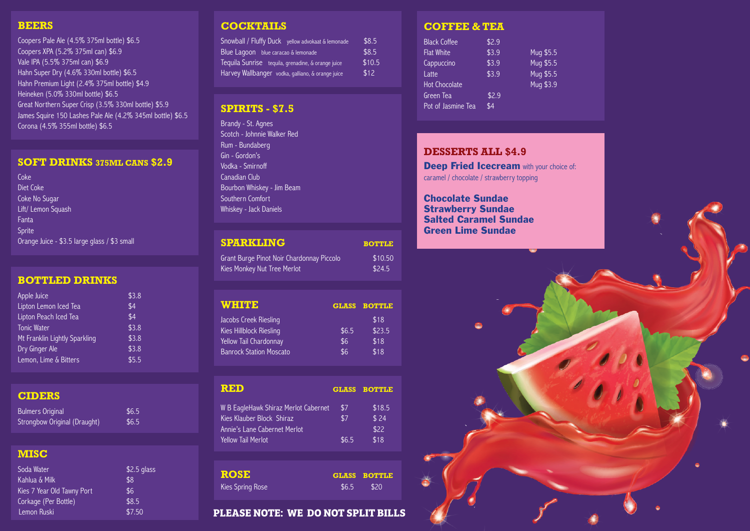## BEERS

Coopers Pale Ale (4.5% 375ml bottle) $6.5
Coopers XPA (5.2% 375ml can) $6.9
Vale IPA (5.5% 375ml can) $6.9
Hahn Super Dry (4.6% 330ml bottle) $6.5
Hahn Premium Light (2.4% 375ml bottle) $4.9
Heineken (5.0% 330ml bottle) $6.5
Great Northern Super Crisp (3.5% 330ml bottle) $5.9
James Squire 150 Lashes Pale Ale (4.2% 345ml bottle) $6.5
Corona (4.5% 355ml bottle) $6.5

## SOFT DRINKS 375ML CANS $2.9

- Coke
- Diet Coke
- Coke No Sugar
- Lift/ Lemon Squash
- Fanta
- Sprite
- Orange Juice - $3.5 large glass / $3 small

## BOTTLED DRINKS

| | |
|---|---|
| Apple Juice | $3.8 |
| Lipton Lemon Iced Tea | $4 |
| Lipton Peach Iced Tea | $4 |
| Tonic Water | $3.8 |
| Mt Franklin Lightly Sparkling | $3.8 |
| Dry Ginger Ale | $3.8 |
| Lemon, Lime & Bitters | $5.5 |

## CIDERS

| | |
|---|---|
| Bulmers Original | $6.5 |
| Strongbow Original (Draught) | $6.5 |

## MISC

| | |
|---|---|
| Soda Water | $2.5 glass |
| Kahlua & Milk | $8 |
| Kies 7 Year Old Tawny Port | $6 |
| Corkage (Per Bottle) | $8.5 |
| Lemon Ruski | $7.50 |

## COCKTAILS

| | |
|---|---|
| Snowball / Fluffy Duck yellow advokaat & lemonade | $8.5 |
| Blue Lagoon blue caracao & lemonade | $8.5 |
| Tequila Sunrise tequila, grenadine, & orange juice | $10.5 |
| Harvey Wallbanger vodka, galliano, & orange juice | $12 |

## SPIRITS - $7.5

- Brandy - St. Agnes
- Scotch - Johnnie Walker Red
- Rum - Bundaberg
- Gin - Gordon's
- Vodka - Smirnoff
- Canadian Club
- Bourbon Whiskey - Jim Beam
- Southern Comfort
- Whiskey - Jack Daniels

## SPARKLING

| | BOTTLE |
|---|---|
| Grant Burge Pinot Noir Chardonnay Piccolo | $10.50 |
| Kies Monkey Nut Tree Merlot | $24.5 |

## WHITE

| | GLASS | BOTTLE |
|---|---|---|
| Jacobs Creek Riesling | | $18 |
| Kies Hillblock Riesling | $6.5 | $23.5 |
| Yellow Tail Chardonnay | $6 | $18 |
| Banrock Station Moscato | $6 | $18 |

## RED

| | GLASS | BOTTLE |
|---|---|---|
| W B EagleHawk Shiraz Merlot Cabernet | $7 | $18.5 |
| Kies Klauber Block Shiraz | $7 | $ 24 |
| Annie's Lane Cabernet Merlot | | $22 |
| Yellow Tail Merlot | $6.5 | $18 |

## ROSE

| | GLASS | BOTTLE |
|---|---|---|
| Kies Spring Rose | $6.5 | $20 |

**PLEASE NOTE: WE DO NOT SPLIT BILLS**

## COFFEE & TEA

| | | |
|---|---|---|
| Black Coffee | $2.9 | |
| Flat White | $3.9 | Mug $5.5 |
| Cappuccino | $3.9 | Mug $5.5 |
| Latte | $3.9 | Mug $5.5 |
| Hot Chocolate | | Mug $3.9 |
| Green Tea | $2.9 | |
| Pot of Jasmine Tea | $4 | |

## DESSERTS ALL $4.9

**Deep Fried Icecream** with your choice of: caramel / chocolate / strawberry topping

**Chocolate Sundae**
**Strawberry Sundae**
**Salted Caramel Sundae**
**Green Lime Sundae**